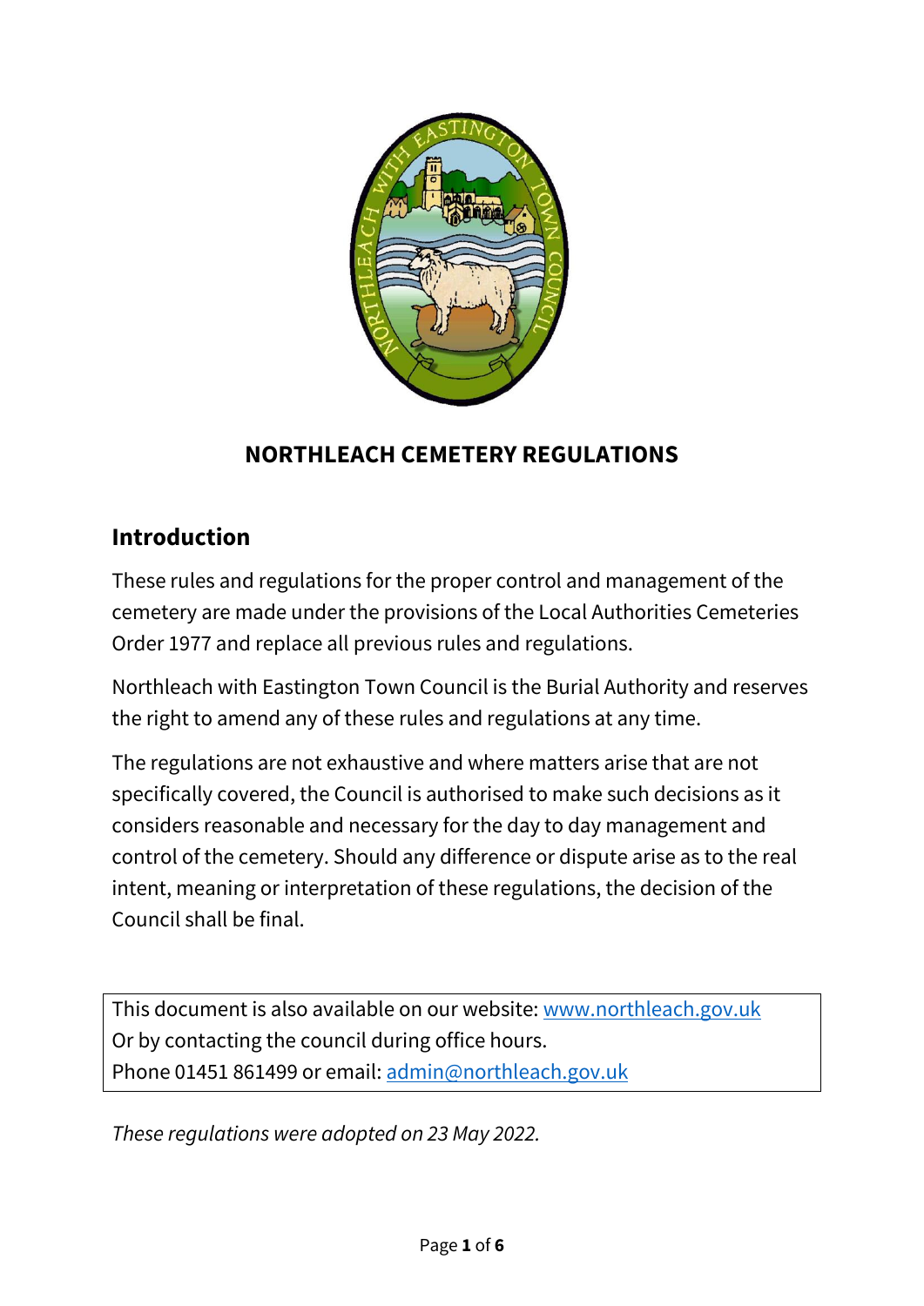# NORTHLEACH CEMETERY REGULATIONS

## Introduction

These rules and regulations for the proper control and management of the cemetery are made under the provisions of the Local Authorities Cemeteries Order 1977 and replace all previous rules and regulations.

Northleach with Eastington Town Council is the Burial Authority and reserves the right to amend any of these rules and regulations at any time.

The regulations are not exhaustive and where matters arise that are not specifically covered, the Council is authorised to make such decisions as it considers reasonable and necessary for the day to day management and control of the cemetery. Should any difference or dispute arise as to the real intent, meaning or interpretation of these regulations, the decision of the Council shall be final.

This document is also available on our website: www.northleach.gov.uk
Or by contacting the council during office hours.
Phone 01451 861499 or email: admin@northleach.gov.uk

*These regulations were adopted on 23 May 2022.*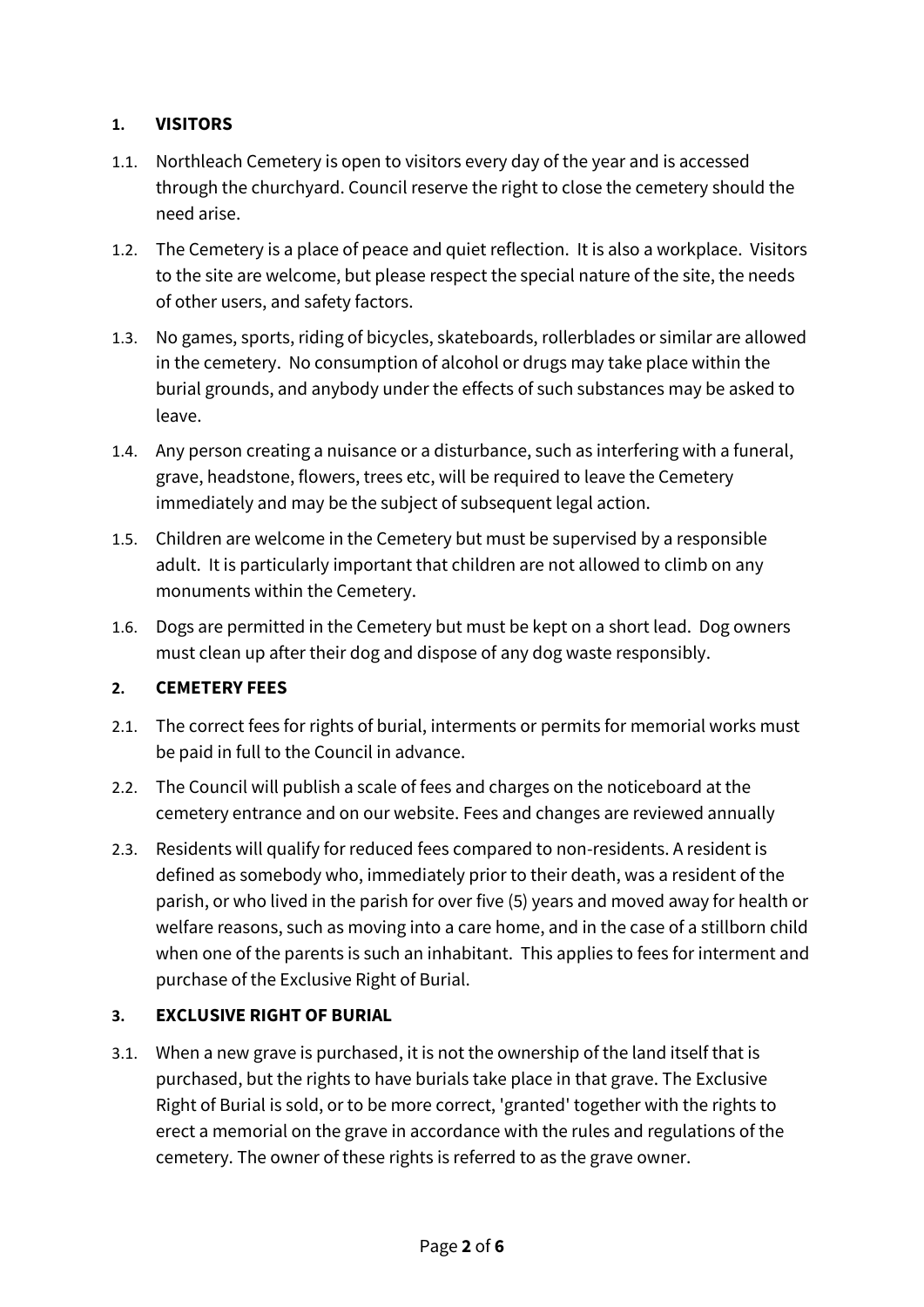## 1. VISITORS

1.1. Northleach Cemetery is open to visitors every day of the year and is accessed through the churchyard. Council reserve the right to close the cemetery should the need arise.

1.2. The Cemetery is a place of peace and quiet reflection. It is also a workplace. Visitors to the site are welcome, but please respect the special nature of the site, the needs of other users, and safety factors.

1.3. No games, sports, riding of bicycles, skateboards, rollerblades or similar are allowed in the cemetery. No consumption of alcohol or drugs may take place within the burial grounds, and anybody under the effects of such substances may be asked to leave.

1.4. Any person creating a nuisance or a disturbance, such as interfering with a funeral, grave, headstone, flowers, trees etc, will be required to leave the Cemetery immediately and may be the subject of subsequent legal action.

1.5. Children are welcome in the Cemetery but must be supervised by a responsible adult. It is particularly important that children are not allowed to climb on any monuments within the Cemetery.

1.6. Dogs are permitted in the Cemetery but must be kept on a short lead. Dog owners must clean up after their dog and dispose of any dog waste responsibly.

## 2. CEMETERY FEES

2.1. The correct fees for rights of burial, interments or permits for memorial works must be paid in full to the Council in advance.

2.2. The Council will publish a scale of fees and charges on the noticeboard at the cemetery entrance and on our website. Fees and changes are reviewed annually

2.3. Residents will qualify for reduced fees compared to non-residents. A resident is defined as somebody who, immediately prior to their death, was a resident of the parish, or who lived in the parish for over five (5) years and moved away for health or welfare reasons, such as moving into a care home, and in the case of a stillborn child when one of the parents is such an inhabitant. This applies to fees for interment and purchase of the Exclusive Right of Burial.

## 3. EXCLUSIVE RIGHT OF BURIAL

3.1. When a new grave is purchased, it is not the ownership of the land itself that is purchased, but the rights to have burials take place in that grave. The Exclusive Right of Burial is sold, or to be more correct, 'granted' together with the rights to erect a memorial on the grave in accordance with the rules and regulations of the cemetery. The owner of these rights is referred to as the grave owner.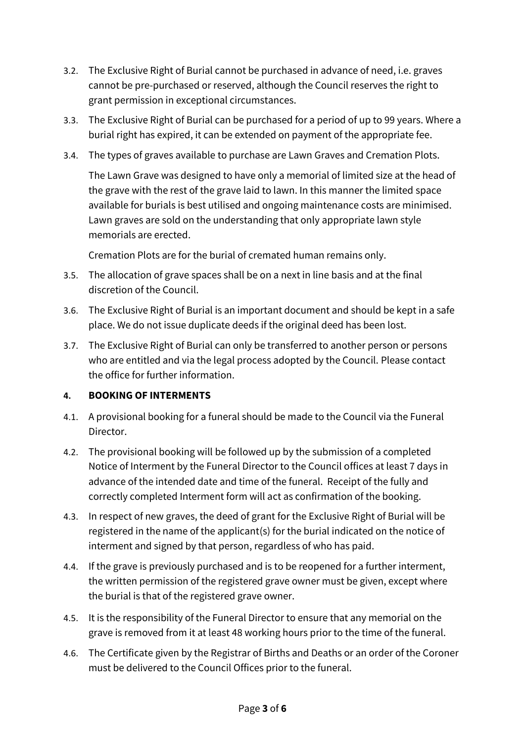3.2. The Exclusive Right of Burial cannot be purchased in advance of need, i.e. graves cannot be pre-purchased or reserved, although the Council reserves the right to grant permission in exceptional circumstances.

3.3. The Exclusive Right of Burial can be purchased for a period of up to 99 years. Where a burial right has expired, it can be extended on payment of the appropriate fee.

3.4. The types of graves available to purchase are Lawn Graves and Cremation Plots.

The Lawn Grave was designed to have only a memorial of limited size at the head of the grave with the rest of the grave laid to lawn. In this manner the limited space available for burials is best utilised and ongoing maintenance costs are minimised. Lawn graves are sold on the understanding that only appropriate lawn style memorials are erected.

Cremation Plots are for the burial of cremated human remains only.

3.5. The allocation of grave spaces shall be on a next in line basis and at the final discretion of the Council.

3.6. The Exclusive Right of Burial is an important document and should be kept in a safe place. We do not issue duplicate deeds if the original deed has been lost.

3.7. The Exclusive Right of Burial can only be transferred to another person or persons who are entitled and via the legal process adopted by the Council. Please contact the office for further information.

## 4. BOOKING OF INTERMENTS

4.1. A provisional booking for a funeral should be made to the Council via the Funeral Director.

4.2. The provisional booking will be followed up by the submission of a completed Notice of Interment by the Funeral Director to the Council offices at least 7 days in advance of the intended date and time of the funeral. Receipt of the fully and correctly completed Interment form will act as confirmation of the booking.

4.3. In respect of new graves, the deed of grant for the Exclusive Right of Burial will be registered in the name of the applicant(s) for the burial indicated on the notice of interment and signed by that person, regardless of who has paid.

4.4. If the grave is previously purchased and is to be reopened for a further interment, the written permission of the registered grave owner must be given, except where the burial is that of the registered grave owner.

4.5. It is the responsibility of the Funeral Director to ensure that any memorial on the grave is removed from it at least 48 working hours prior to the time of the funeral.

4.6. The Certificate given by the Registrar of Births and Deaths or an order of the Coroner must be delivered to the Council Offices prior to the funeral.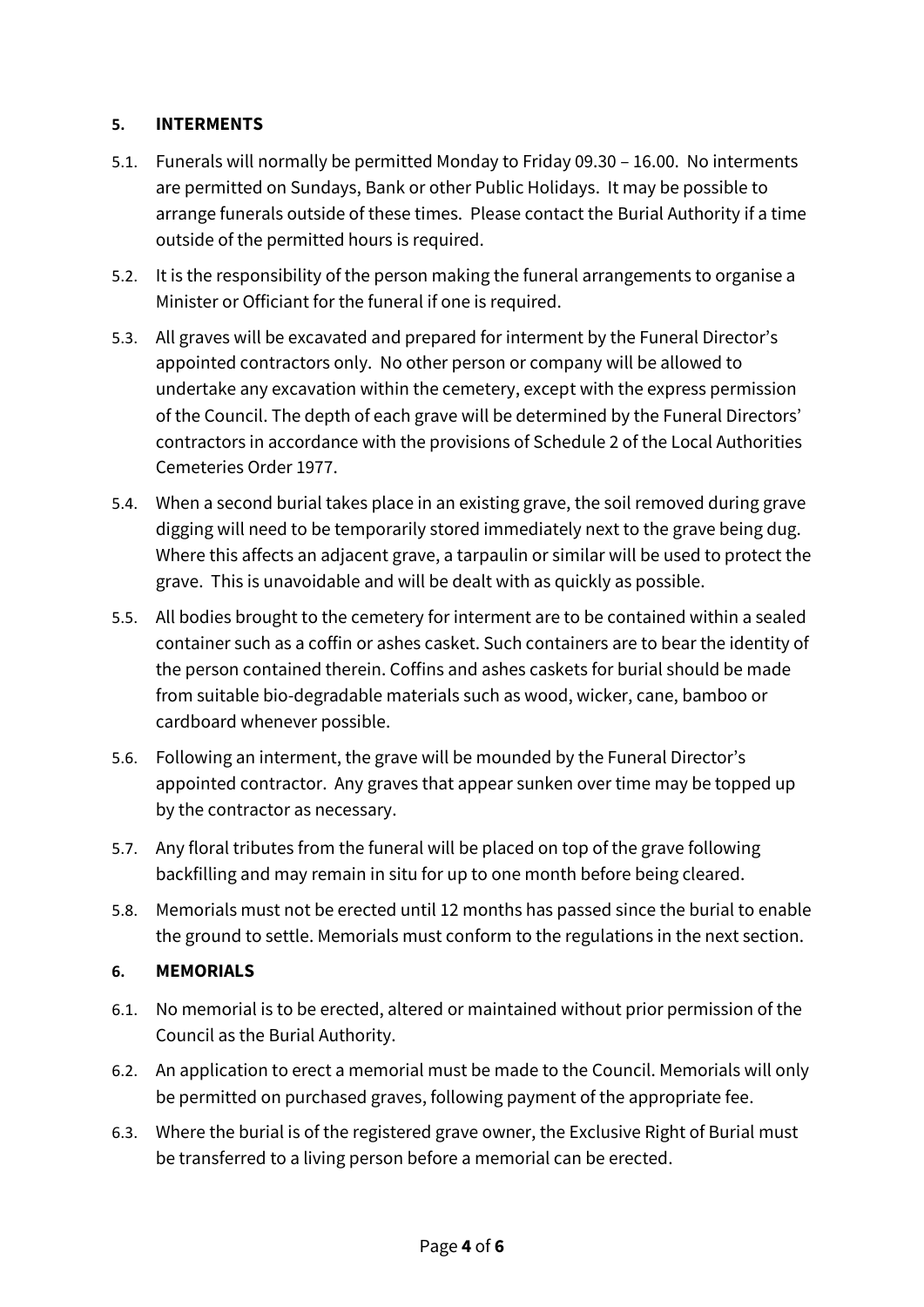## 5. INTERMENTS

5.1. Funerals will normally be permitted Monday to Friday 09.30 – 16.00. No interments are permitted on Sundays, Bank or other Public Holidays. It may be possible to arrange funerals outside of these times. Please contact the Burial Authority if a time outside of the permitted hours is required.

5.2. It is the responsibility of the person making the funeral arrangements to organise a Minister or Officiant for the funeral if one is required.

5.3. All graves will be excavated and prepared for interment by the Funeral Director's appointed contractors only. No other person or company will be allowed to undertake any excavation within the cemetery, except with the express permission of the Council. The depth of each grave will be determined by the Funeral Directors' contractors in accordance with the provisions of Schedule 2 of the Local Authorities Cemeteries Order 1977.

5.4. When a second burial takes place in an existing grave, the soil removed during grave digging will need to be temporarily stored immediately next to the grave being dug. Where this affects an adjacent grave, a tarpaulin or similar will be used to protect the grave. This is unavoidable and will be dealt with as quickly as possible.

5.5. All bodies brought to the cemetery for interment are to be contained within a sealed container such as a coffin or ashes casket. Such containers are to bear the identity of the person contained therein. Coffins and ashes caskets for burial should be made from suitable bio-degradable materials such as wood, wicker, cane, bamboo or cardboard whenever possible.

5.6. Following an interment, the grave will be mounded by the Funeral Director's appointed contractor. Any graves that appear sunken over time may be topped up by the contractor as necessary.

5.7. Any floral tributes from the funeral will be placed on top of the grave following backfilling and may remain in situ for up to one month before being cleared.

5.8. Memorials must not be erected until 12 months has passed since the burial to enable the ground to settle. Memorials must conform to the regulations in the next section.

## 6. MEMORIALS

6.1. No memorial is to be erected, altered or maintained without prior permission of the Council as the Burial Authority.

6.2. An application to erect a memorial must be made to the Council. Memorials will only be permitted on purchased graves, following payment of the appropriate fee.

6.3. Where the burial is of the registered grave owner, the Exclusive Right of Burial must be transferred to a living person before a memorial can be erected.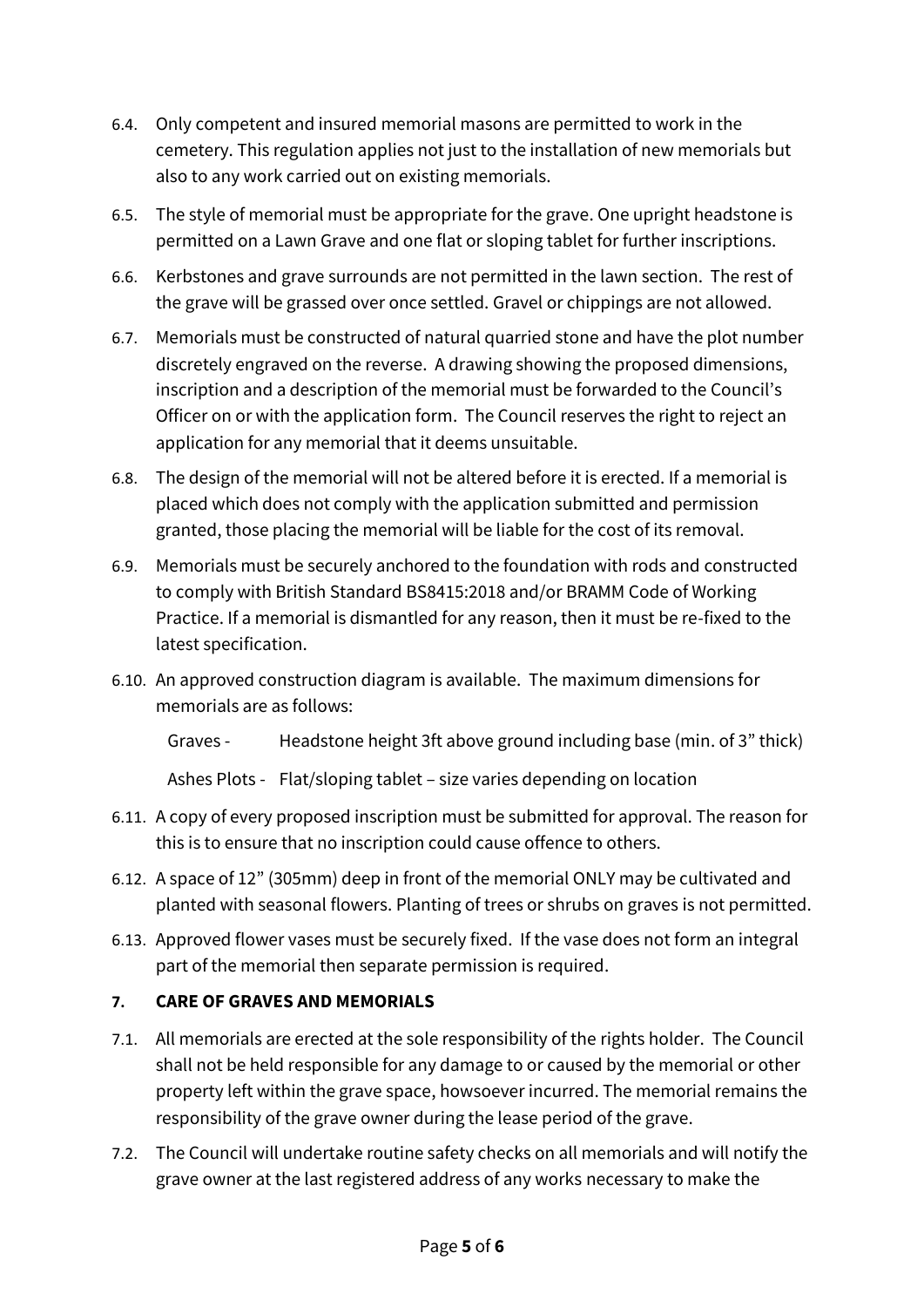6.4. Only competent and insured memorial masons are permitted to work in the cemetery. This regulation applies not just to the installation of new memorials but also to any work carried out on existing memorials.

6.5. The style of memorial must be appropriate for the grave. One upright headstone is permitted on a Lawn Grave and one flat or sloping tablet for further inscriptions.

6.6. Kerbstones and grave surrounds are not permitted in the lawn section. The rest of the grave will be grassed over once settled. Gravel or chippings are not allowed.

6.7. Memorials must be constructed of natural quarried stone and have the plot number discretely engraved on the reverse. A drawing showing the proposed dimensions, inscription and a description of the memorial must be forwarded to the Council's Officer on or with the application form. The Council reserves the right to reject an application for any memorial that it deems unsuitable.

6.8. The design of the memorial will not be altered before it is erected. If a memorial is placed which does not comply with the application submitted and permission granted, those placing the memorial will be liable for the cost of its removal.

6.9. Memorials must be securely anchored to the foundation with rods and constructed to comply with British Standard BS8415:2018 and/or BRAMM Code of Working Practice. If a memorial is dismantled for any reason, then it must be re-fixed to the latest specification.

6.10. An approved construction diagram is available. The maximum dimensions for memorials are as follows:

    Graves - Headstone height 3ft above ground including base (min. of 3" thick)

    Ashes Plots - Flat/sloping tablet – size varies depending on location

6.11. A copy of every proposed inscription must be submitted for approval. The reason for this is to ensure that no inscription could cause offence to others.

6.12. A space of 12" (305mm) deep in front of the memorial ONLY may be cultivated and planted with seasonal flowers. Planting of trees or shrubs on graves is not permitted.

6.13. Approved flower vases must be securely fixed. If the vase does not form an integral part of the memorial then separate permission is required.

## 7. CARE OF GRAVES AND MEMORIALS

7.1. All memorials are erected at the sole responsibility of the rights holder. The Council shall not be held responsible for any damage to or caused by the memorial or other property left within the grave space, howsoever incurred. The memorial remains the responsibility of the grave owner during the lease period of the grave.

7.2. The Council will undertake routine safety checks on all memorials and will notify the grave owner at the last registered address of any works necessary to make the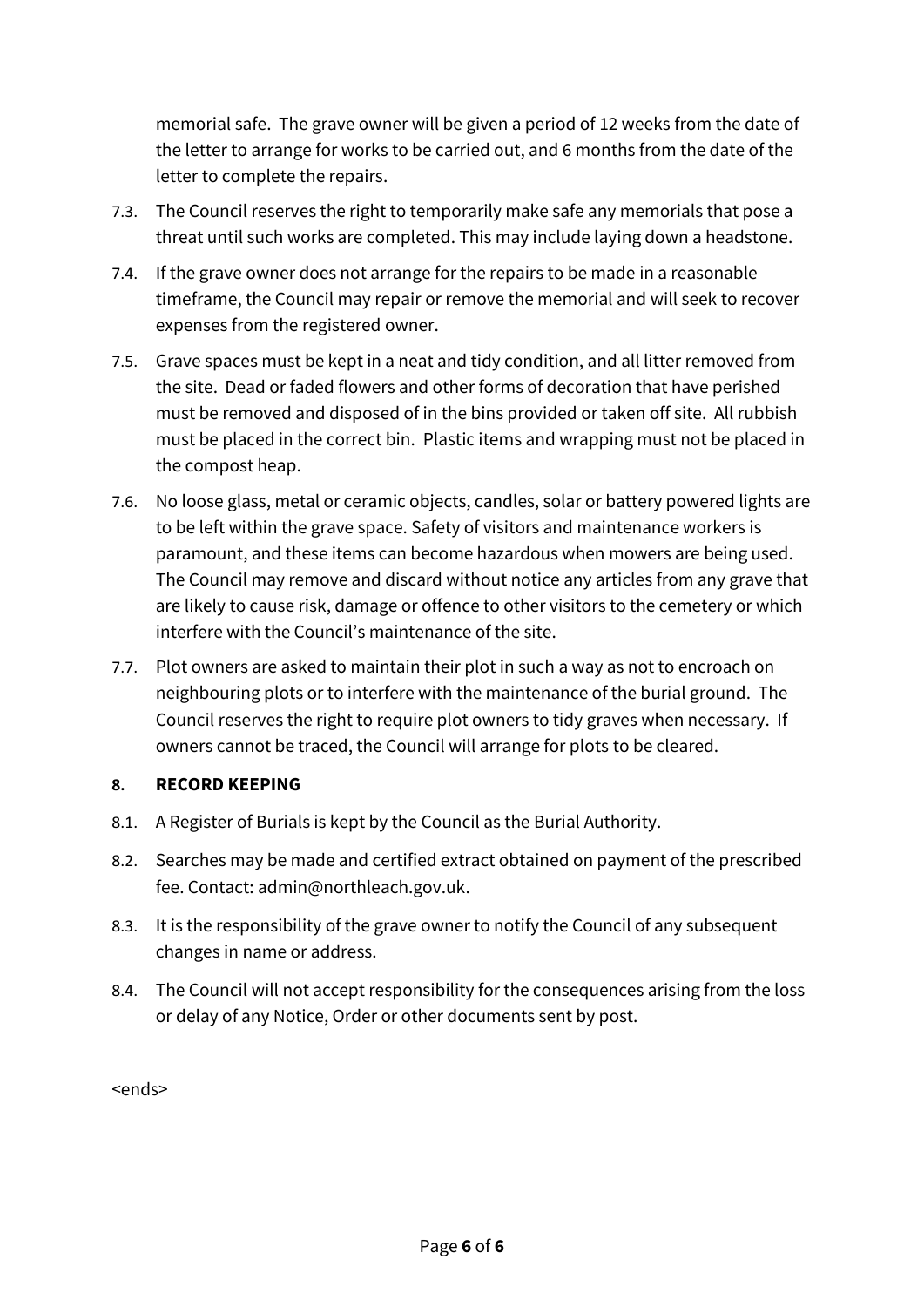memorial safe. The grave owner will be given a period of 12 weeks from the date of the letter to arrange for works to be carried out, and 6 months from the date of the letter to complete the repairs.

7.3. The Council reserves the right to temporarily make safe any memorials that pose a threat until such works are completed. This may include laying down a headstone.

7.4. If the grave owner does not arrange for the repairs to be made in a reasonable timeframe, the Council may repair or remove the memorial and will seek to recover expenses from the registered owner.

7.5. Grave spaces must be kept in a neat and tidy condition, and all litter removed from the site. Dead or faded flowers and other forms of decoration that have perished must be removed and disposed of in the bins provided or taken off site. All rubbish must be placed in the correct bin. Plastic items and wrapping must not be placed in the compost heap.

7.6. No loose glass, metal or ceramic objects, candles, solar or battery powered lights are to be left within the grave space. Safety of visitors and maintenance workers is paramount, and these items can become hazardous when mowers are being used. The Council may remove and discard without notice any articles from any grave that are likely to cause risk, damage or offence to other visitors to the cemetery or which interfere with the Council's maintenance of the site.

7.7. Plot owners are asked to maintain their plot in such a way as not to encroach on neighbouring plots or to interfere with the maintenance of the burial ground. The Council reserves the right to require plot owners to tidy graves when necessary. If owners cannot be traced, the Council will arrange for plots to be cleared.

**8. RECORD KEEPING**

8.1. A Register of Burials is kept by the Council as the Burial Authority.

8.2. Searches may be made and certified extract obtained on payment of the prescribed fee. Contact: admin@northleach.gov.uk.

8.3. It is the responsibility of the grave owner to notify the Council of any subsequent changes in name or address.

8.4. The Council will not accept responsibility for the consequences arising from the loss or delay of any Notice, Order or other documents sent by post.

<ends>